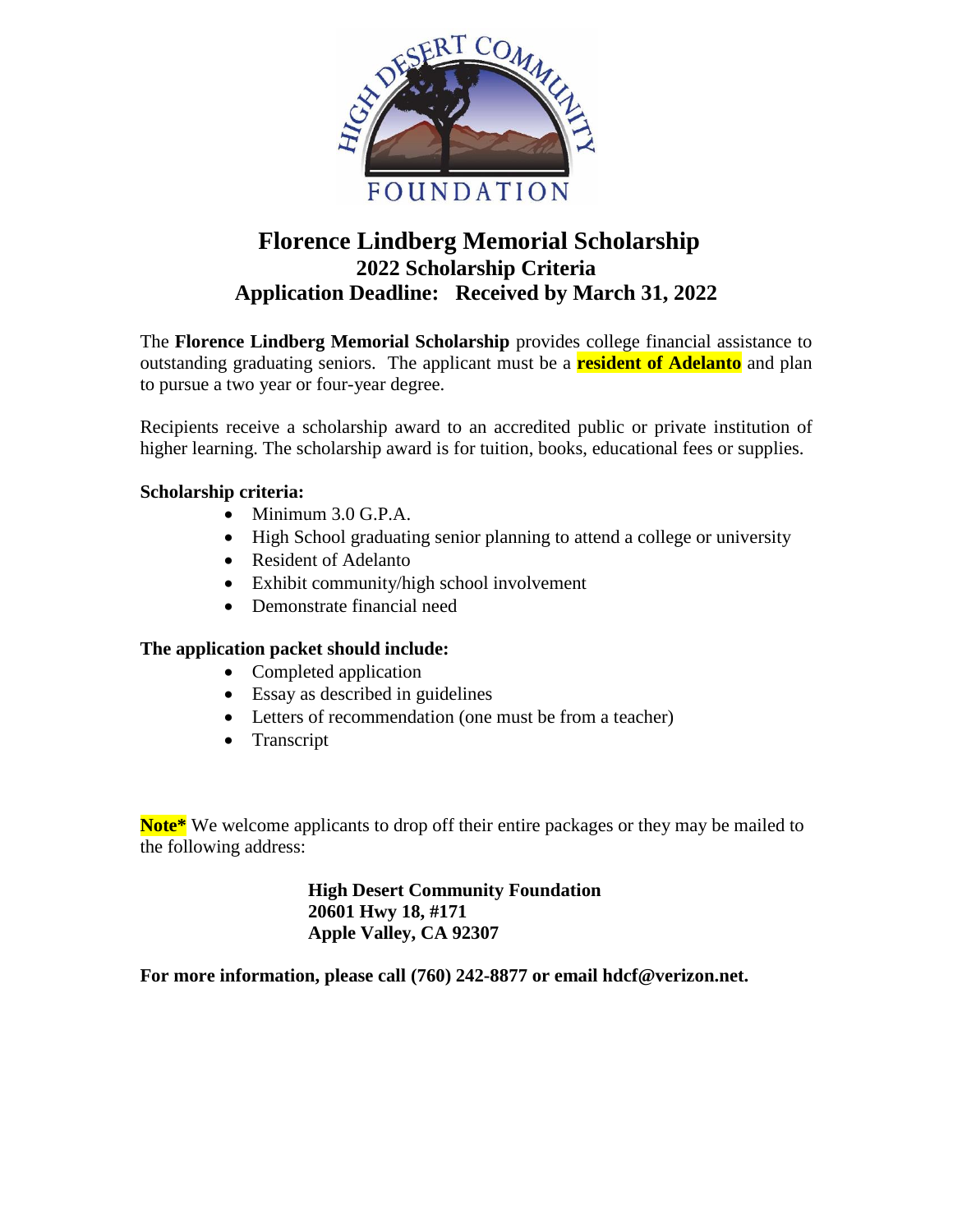# Florence Lindberg Memorial Scholarship

## 2022 Scholarship Criteria

## Application Deadline: Received by March 31, 2022

The **Florence Lindberg Memorial Scholarship** provides college financial assistance to outstanding graduating seniors. The applicant must be a **resident of Adelanto** and plan to pursue a two year or four-year degree.

Recipients receive a scholarship award to an accredited public or private institution of higher learning. The scholarship award is for tuition, books, educational fees or supplies.

**Scholarship criteria:**

- Minimum 3.0 G.P.A.
- High School graduating senior planning to attend a college or university
- Resident of Adelanto
- Exhibit community/high school involvement
- Demonstrate financial need

**The application packet should include:**

- Completed application
- Essay as described in guidelines
- Letters of recommendation (one must be from a teacher)
- Transcript

**Note*** We welcome applicants to drop off their entire packages or they may be mailed to the following address:

**High Desert Community Foundation**
**20601 Hwy 18, #171**
**Apple Valley, CA 92307**

**For more information, please call (760) 242-8877 or email hdcf@verizon.net.**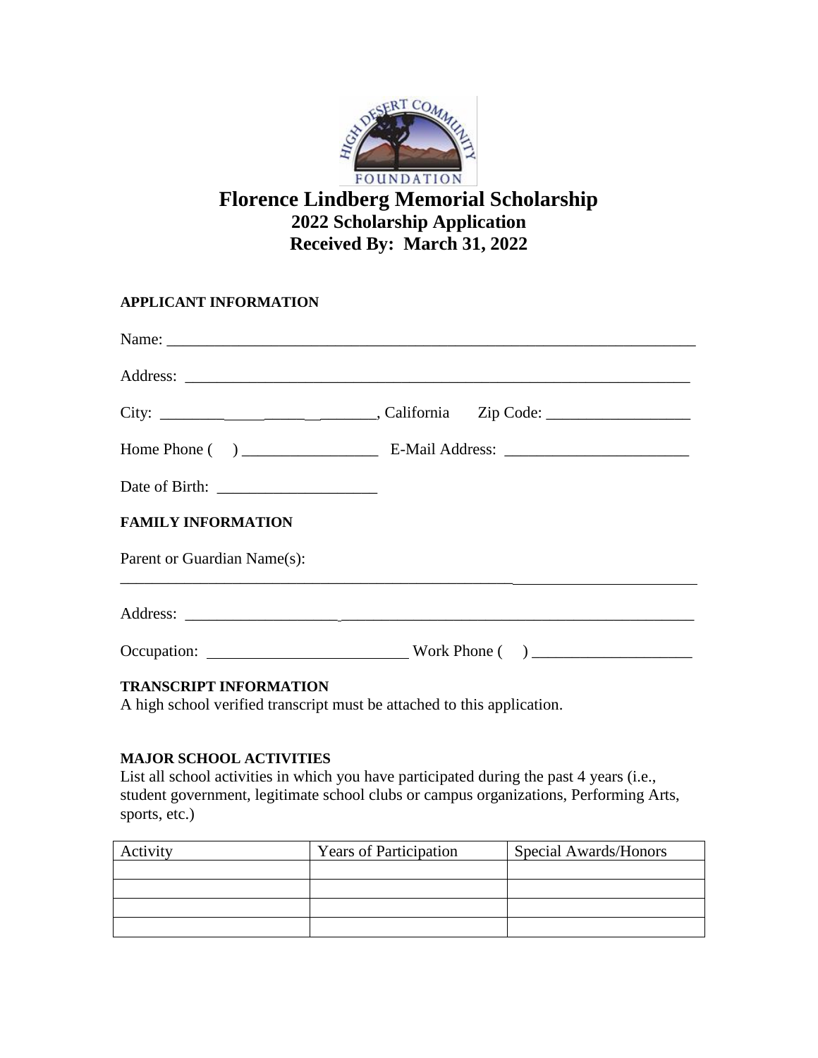# Florence Lindberg Memorial Scholarship

## 2022 Scholarship Application

## Received By: March 31, 2022

**APPLICANT INFORMATION**

Name: ______________________________________________________________________

Address: ____________________________________________________________________

City: ________________________________, California     Zip Code: __________________

Home Phone (    ) _________________   E-Mail Address: _______________________

Date of Birth: ____________________

**FAMILY INFORMATION**

Parent or Guardian Name(s):

_____________________________________________________________________________

Address: ____________________________________________________________________

Occupation: _________________________ Work Phone (    ) ____________________

**TRANSCRIPT INFORMATION**

A high school verified transcript must be attached to this application.

**MAJOR SCHOOL ACTIVITIES**

List all school activities in which you have participated during the past 4 years (i.e., student government, legitimate school clubs or campus organizations, Performing Arts, sports, etc.)

| Activity | Years of Participation | Special Awards/Honors |
|---|---|---|
| | | |
| | | |
| | | |
| | | |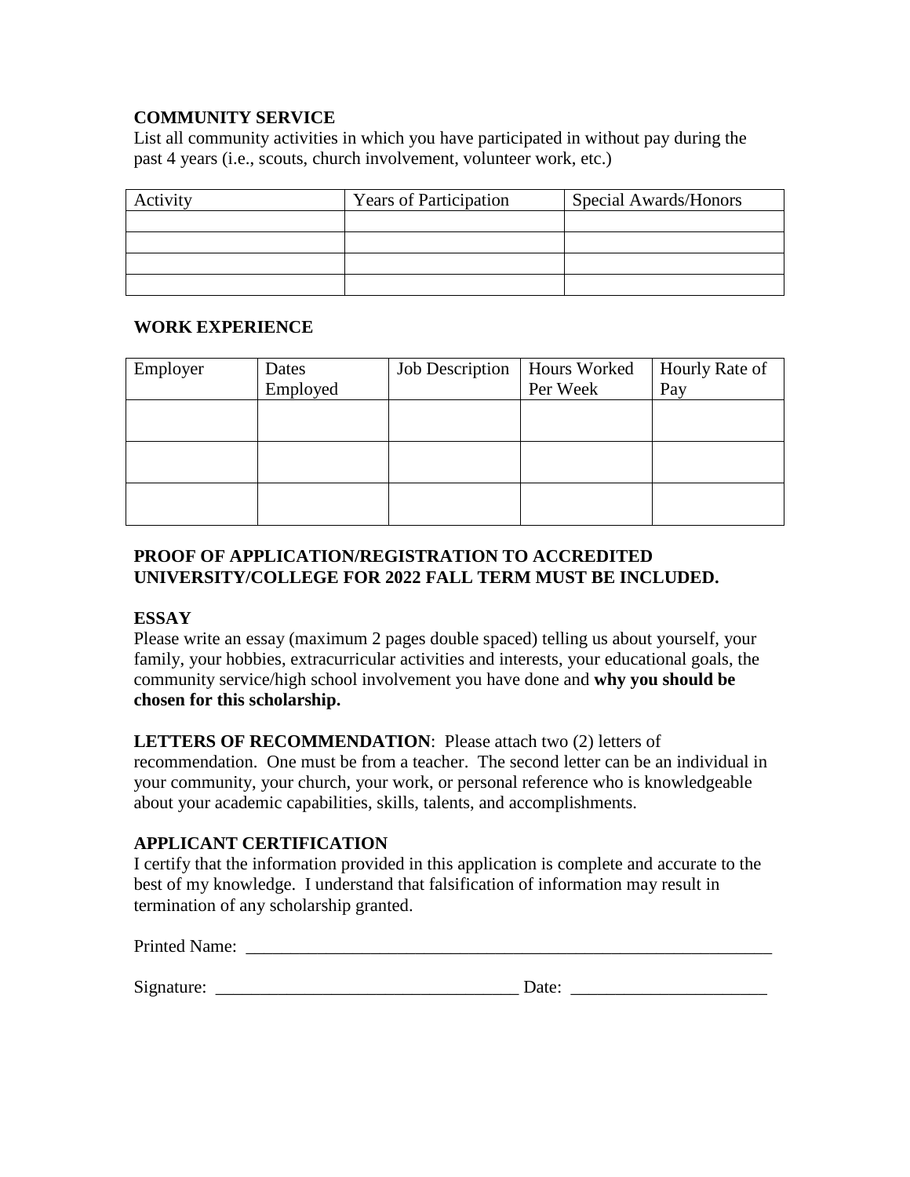**COMMUNITY SERVICE**

List all community activities in which you have participated in without pay during the past 4 years (i.e., scouts, church involvement, volunteer work, etc.)

| Activity | Years of Participation | Special Awards/Honors |
|---|---|---|
| | | |
| | | |
| | | |
| | | |

**WORK EXPERIENCE**

| Employer | Dates Employed | Job Description | Hours Worked Per Week | Hourly Rate of Pay |
|---|---|---|---|---|
| | | | | |
| | | | | |
| | | | | |

**PROOF OF APPLICATION/REGISTRATION TO ACCREDITED UNIVERSITY/COLLEGE FOR 2022 FALL TERM MUST BE INCLUDED.**

**ESSAY**

Please write an essay (maximum 2 pages double spaced) telling us about yourself, your family, your hobbies, extracurricular activities and interests, your educational goals, the community service/high school involvement you have done and **why you should be chosen for this scholarship.**

**LETTERS OF RECOMMENDATION**: Please attach two (2) letters of recommendation. One must be from a teacher. The second letter can be an individual in your community, your church, your work, or personal reference who is knowledgeable about your academic capabilities, skills, talents, and accomplishments.

**APPLICANT CERTIFICATION**

I certify that the information provided in this application is complete and accurate to the best of my knowledge. I understand that falsification of information may result in termination of any scholarship granted.

Printed Name: ____________________________________________________________

Signature: __________________________________ Date: ______________________